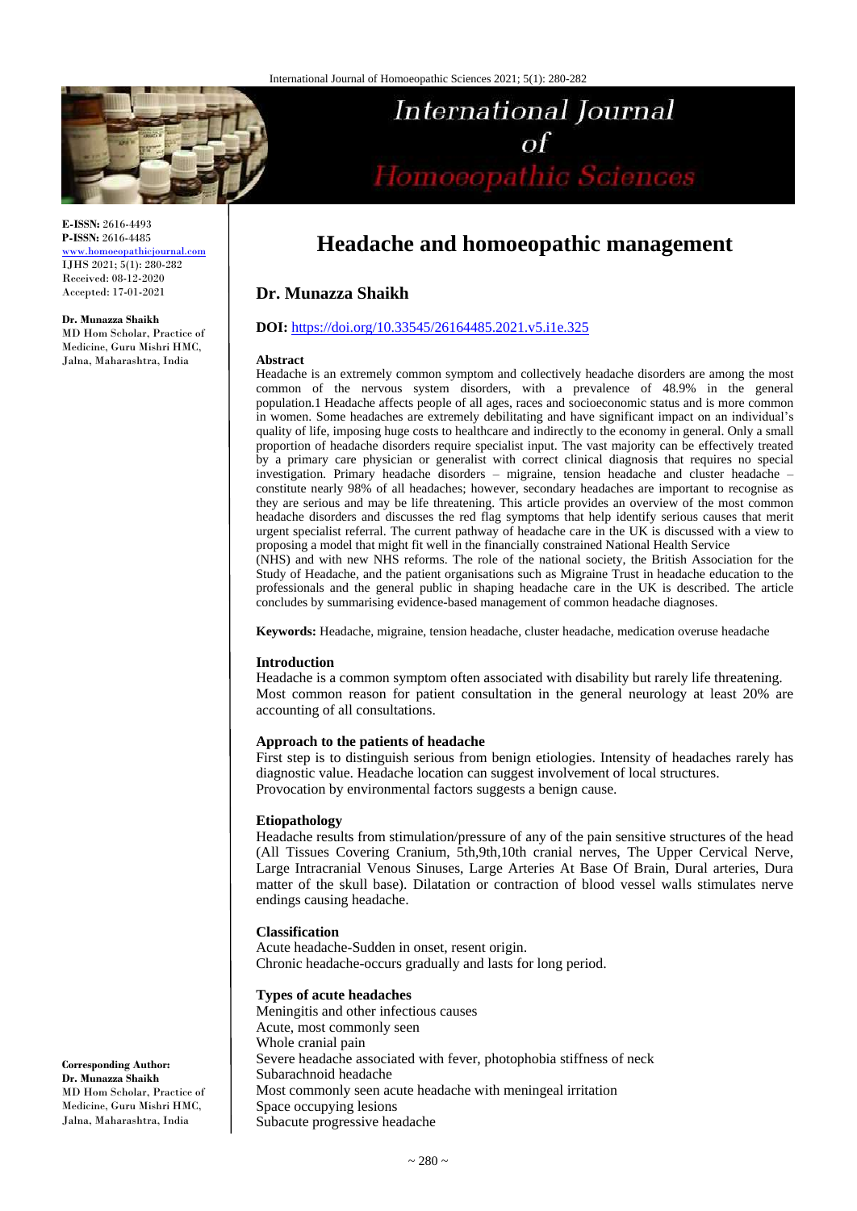# Headache and homoeopathic management

**Dr. Munazza Shaikh**

**E-ISSN:** 2616-4493
**P-ISSN:** 2616-4485
www.homoeopathicjournal.com
IJHS 2021; 5(1): 280-282
Received: 08-12-2020
Accepted: 17-01-2021

**Dr. Munazza Shaikh**
MD Hom Scholar, Practice of Medicine, Guru Mishri HMC, Jalna, Maharashtra, India

**Corresponding Author:**
**Dr. Munazza Shaikh**
MD Hom Scholar, Practice of Medicine, Guru Mishri HMC, Jalna, Maharashtra, India

**DOI:** https://doi.org/10.33545/26164485.2021.v5.i1e.325

## Abstract

Headache is an extremely common symptom and collectively headache disorders are among the most common of the nervous system disorders, with a prevalence of 48.9% in the general population.1 Headache affects people of all ages, races and socioeconomic status and is more common in women. Some headaches are extremely debilitating and have significant impact on an individual's quality of life, imposing huge costs to healthcare and indirectly to the economy in general. Only a small proportion of headache disorders require specialist input. The vast majority can be effectively treated by a primary care physician or generalist with correct clinical diagnosis that requires no special investigation. Primary headache disorders – migraine, tension headache and cluster headache – constitute nearly 98% of all headaches; however, secondary headaches are important to recognise as they are serious and may be life threatening. This article provides an overview of the most common headache disorders and discusses the red flag symptoms that help identify serious causes that merit urgent specialist referral. The current pathway of headache care in the UK is discussed with a view to proposing a model that might fit well in the financially constrained National Health Service (NHS) and with new NHS reforms. The role of the national society, the British Association for the Study of Headache, and the patient organisations such as Migraine Trust in headache education to the professionals and the general public in shaping headache care in the UK is described. The article concludes by summarising evidence-based management of common headache diagnoses.

**Keywords:** Headache, migraine, tension headache, cluster headache, medication overuse headache

## Introduction

Headache is a common symptom often associated with disability but rarely life threatening. Most common reason for patient consultation in the general neurology at least 20% are accounting of all consultations.

### Approach to the patients of headache

First step is to distinguish serious from benign etiologies. Intensity of headaches rarely has diagnostic value. Headache location can suggest involvement of local structures.
Provocation by environmental factors suggests a benign cause.

### Etiopathology

Headache results from stimulation/pressure of any of the pain sensitive structures of the head (All Tissues Covering Cranium, 5th,9th,10th cranial nerves, The Upper Cervical Nerve, Large Intracranial Venous Sinuses, Large Arteries At Base Of Brain, Dural arteries, Dura matter of the skull base). Dilatation or contraction of blood vessel walls stimulates nerve endings causing headache.

### Classification

Acute headache-Sudden in onset, resent origin.
Chronic headache-occurs gradually and lasts for long period.

### Types of acute headaches

Meningitis and other infectious causes
Acute, most commonly seen
Whole cranial pain
Severe headache associated with fever, photophobia stiffness of neck
Subarachnoid headache
Most commonly seen acute headache with meningeal irritation
Space occupying lesions
Subacute progressive headache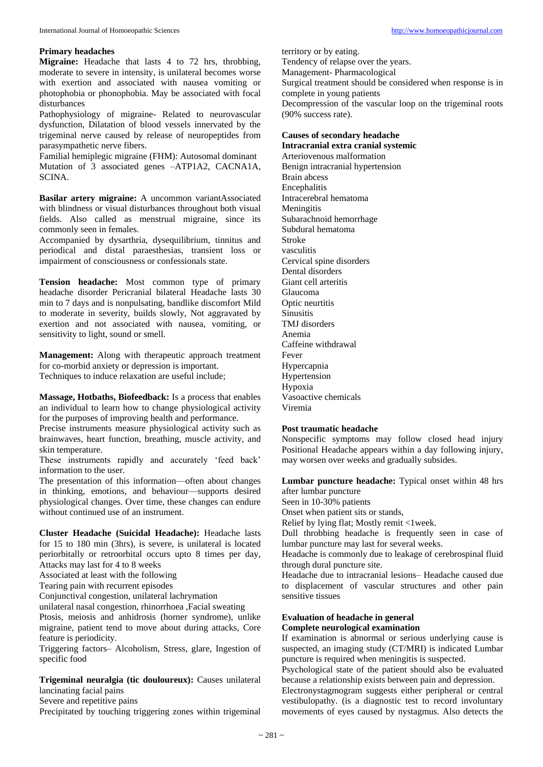**Primary headaches**

**Migraine:** Headache that lasts 4 to 72 hrs, throbbing, moderate to severe in intensity, is unilateral becomes worse with exertion and associated with nausea vomiting or photophobia or phonophobia. May be associated with focal disturbances

Pathophysiology of migraine- Related to neurovascular dysfunction, Dilatation of blood vessels innervated by the trigeminal nerve caused by release of neuropeptides from parasympathetic nerve fibers.

Familial hemiplegic migraine (FHM): Autosomal dominant Mutation of 3 associated genes –ATP1A2, CACNA1A, SCINA.

**Basilar artery migraine:** A uncommon variantAssociated with blindness or visual disturbances throughout both visual fields. Also called as menstrual migraine, since its commonly seen in females.

Accompanied by dysarthria, dysequilibrium, tinnitus and periodical and distal paraesthesias, transient loss or impairment of consciousness or confessionals state.

**Tension headache:** Most common type of primary headache disorder Pericranial bilateral Headache lasts 30 min to 7 days and is nonpulsating, bandlike discomfort Mild to moderate in severity, builds slowly, Not aggravated by exertion and not associated with nausea, vomiting, or sensitivity to light, sound or smell.

**Management:** Along with therapeutic approach treatment for co-morbid anxiety or depression is important.

Techniques to induce relaxation are useful include;

**Massage, Hotbaths, Biofeedback:** Is a process that enables an individual to learn how to change physiological activity for the purposes of improving health and performance.

Precise instruments measure physiological activity such as brainwaves, heart function, breathing, muscle activity, and skin temperature.

These instruments rapidly and accurately 'feed back' information to the user.

The presentation of this information—often about changes in thinking, emotions, and behaviour—supports desired physiological changes. Over time, these changes can endure without continued use of an instrument.

**Cluster Headache (Suicidal Headache):** Headache lasts for 15 to 180 min (3hrs), is severe, is unilateral is located periorbitally or retroorbital occurs upto 8 times per day, Attacks may last for 4 to 8 weeks

Associated at least with the following

Tearing pain with recurrent episodes

Conjunctival congestion, unilateral lachrymation

unilateral nasal congestion, rhinorrhoea ,Facial sweating

Ptosis, meiosis and anhidrosis (horner syndrome), unlike migraine, patient tend to move about during attacks, Core feature is periodicity.

Triggering factors– Alcoholism, Stress, glare, Ingestion of specific food

**Trigeminal neuralgia (tic douloureux):** Causes unilateral lancinating facial pains

Severe and repetitive pains

Precipitated by touching triggering zones within trigeminal territory or by eating.

Tendency of relapse over the years.

Management- Pharmacological

Surgical treatment should be considered when response is in complete in young patients

Decompression of the vascular loop on the trigeminal roots (90% success rate).

**Causes of secondary headache**

**Intracranial extra cranial systemic**

Arteriovenous malformation

Benign intracranial hypertension

Brain abcess

Encephalitis

Intracerebral hematoma

Meningitis

Subarachnoid hemorrhage

Subdural hematoma

Stroke

vasculitis

Cervical spine disorders

Dental disorders

Giant cell arteritis

Glaucoma

Optic neurtitis

Sinusitis

TMJ disorders

Anemia

Caffeine withdrawal

Fever

Hypercapnia

Hypertension

Hypoxia

Vasoactive chemicals

Viremia

**Post traumatic headache**

Nonspecific symptoms may follow closed head injury Positional Headache appears within a day following injury, may worsen over weeks and gradually subsides.

**Lumbar puncture headache:** Typical onset within 48 hrs after lumbar puncture

Seen in 10-30% patients

Onset when patient sits or stands,

Relief by lying flat; Mostly remit <1week.

Dull throbbing headache is frequently seen in case of lumbar puncture may last for several weeks.

Headache is commonly due to leakage of cerebrospinal fluid through dural puncture site.

Headache due to intracranial lesions– Headache caused due to displacement of vascular structures and other pain sensitive tissues

**Evaluation of headache in general**

**Complete neurological examination**

If examination is abnormal or serious underlying cause is suspected, an imaging study (CT/MRI) is indicated Lumbar puncture is required when meningitis is suspected.

Psychological state of the patient should also be evaluated because a relationship exists between pain and depression.

Electronystagmogram suggests either peripheral or central vestibulopathy. (is a diagnostic test to record involuntary movements of eyes caused by nystagmus. Also detects the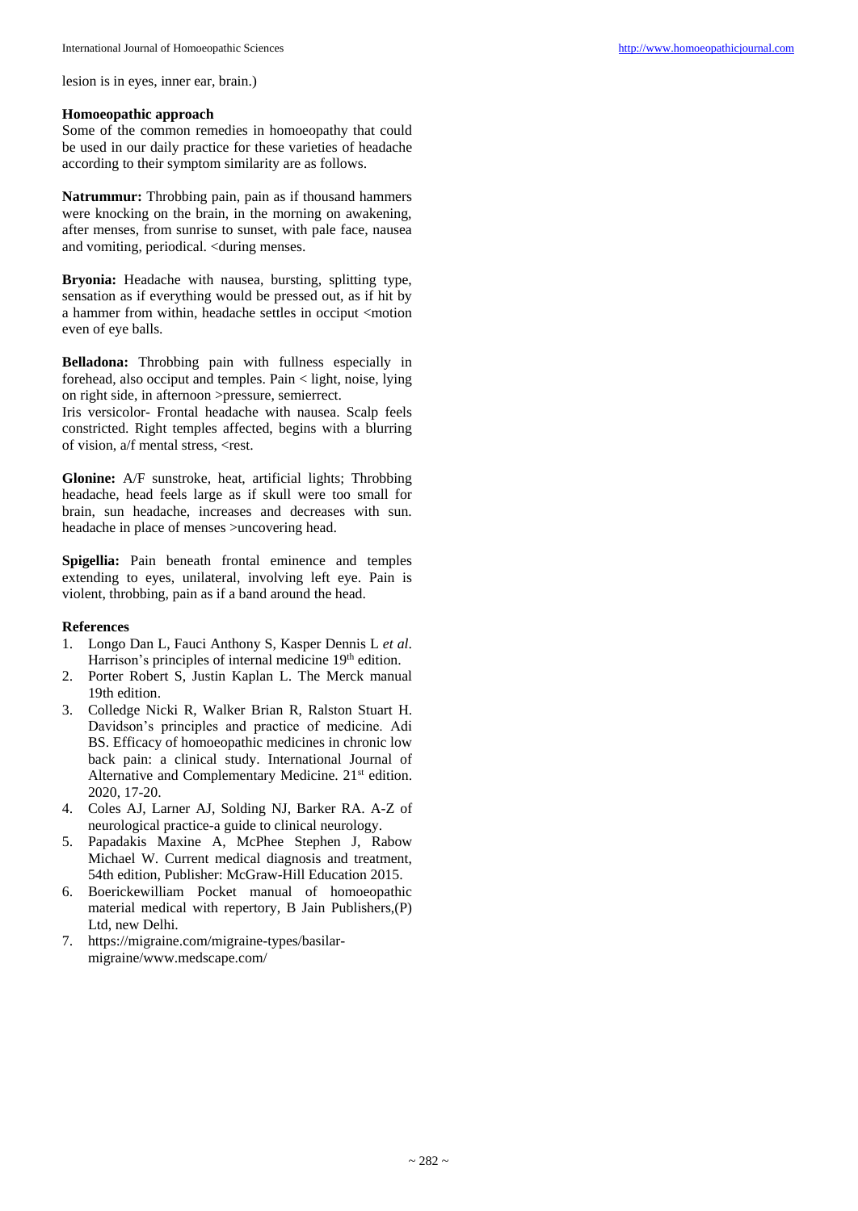lesion is in eyes, inner ear, brain.)

### Homoeopathic approach

Some of the common remedies in homoeopathy that could be used in our daily practice for these varieties of headache according to their symptom similarity are as follows.

**Natrummur:** Throbbing pain, pain as if thousand hammers were knocking on the brain, in the morning on awakening, after menses, from sunrise to sunset, with pale face, nausea and vomiting, periodical. <during menses.

**Bryonia:** Headache with nausea, bursting, splitting type, sensation as if everything would be pressed out, as if hit by a hammer from within, headache settles in occiput <motion even of eye balls.

**Belladona:** Throbbing pain with fullness especially in forehead, also occiput and temples. Pain < light, noise, lying on right side, in afternoon >pressure, semierrect.

Iris versicolor- Frontal headache with nausea. Scalp feels constricted. Right temples affected, begins with a blurring of vision, a/f mental stress, <rest.

**Glonine:** A/F sunstroke, heat, artificial lights; Throbbing headache, head feels large as if skull were too small for brain, sun headache, increases and decreases with sun. headache in place of menses >uncovering head.

**Spigellia:** Pain beneath frontal eminence and temples extending to eyes, unilateral, involving left eye. Pain is violent, throbbing, pain as if a band around the head.

### References

1. Longo Dan L, Fauci Anthony S, Kasper Dennis L *et al*. Harrison's principles of internal medicine 19th edition.
2. Porter Robert S, Justin Kaplan L. The Merck manual 19th edition.
3. Colledge Nicki R, Walker Brian R, Ralston Stuart H. Davidson's principles and practice of medicine. Adi BS. Efficacy of homoeopathic medicines in chronic low back pain: a clinical study. International Journal of Alternative and Complementary Medicine. 21st edition. 2020, 17-20.
4. Coles AJ, Larner AJ, Solding NJ, Barker RA. A-Z of neurological practice-a guide to clinical neurology.
5. Papadakis Maxine A, McPhee Stephen J, Rabow Michael W. Current medical diagnosis and treatment, 54th edition, Publisher: McGraw-Hill Education 2015.
6. Boerickewilliam Pocket manual of homoeopathic material medical with repertory, B Jain Publishers,(P) Ltd, new Delhi.
7. https://migraine.com/migraine-types/basilar-migraine/www.medscape.com/